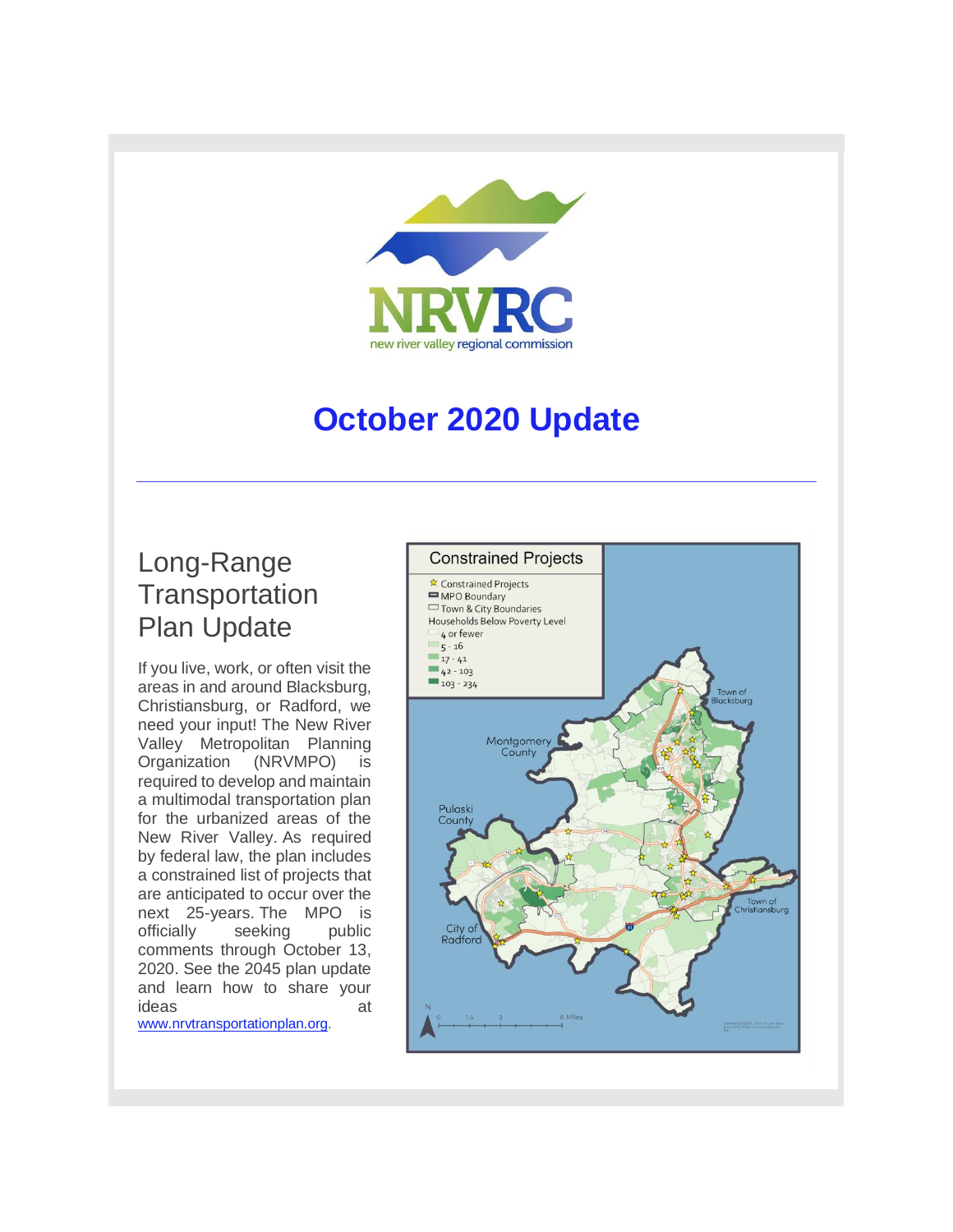# October 2020 Update

## Long-Range Transportation Plan Update

If you live, work, or often visit the areas in and around Blacksburg, Christiansburg, or Radford, we need your input! The New River Valley Metropolitan Planning Organization (NRVMPO) is required to develop and maintain a multimodal transportation plan for the urbanized areas of the New River Valley. As required by federal law, the plan includes a constrained list of projects that are anticipated to occur over the next 25-years. The MPO is officially seeking public comments through October 13, 2020. See the 2045 plan update and learn how to share your ideas at [www.nrvtransportationplan.org](www.nrvtransportationplan.org).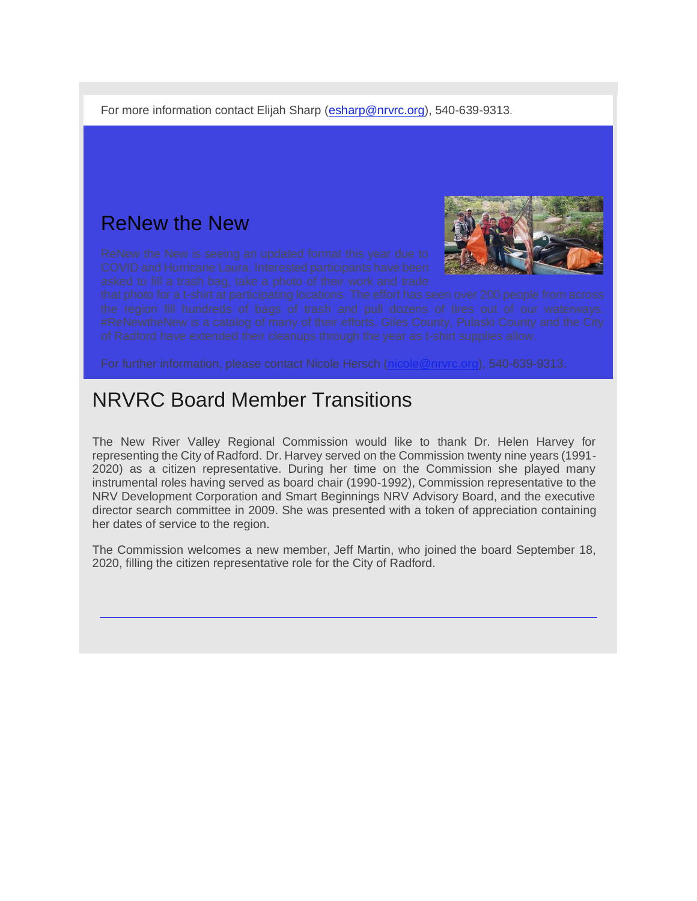For more information contact Elijah Sharp (esharp@nrvrc.org), 540-639-9313.

## ReNew the New

ReNew the New is seeing an updated format this year due to COVID and Hurricane Laura. Interested participants have been asked to fill a trash bag, take a photo of their work and trade that photo for a t-shirt at participating locations. The effort has seen over 200 people from across the region fill hundreds of bags of trash and pull dozens of tires out of our waterways. #ReNewtheNew is a catalog of many of their efforts. Giles County, Pulaski County and the City of Radford have extended their cleanups through the year as t-shirt supplies allow.

For further information, please contact Nicole Hersch (nicole@nrvrc.org), 540-639-9313.

# NRVRC Board Member Transitions

The New River Valley Regional Commission would like to thank Dr. Helen Harvey for representing the City of Radford. Dr. Harvey served on the Commission twenty nine years (1991-2020) as a citizen representative. During her time on the Commission she played many instrumental roles having served as board chair (1990-1992), Commission representative to the NRV Development Corporation and Smart Beginnings NRV Advisory Board, and the executive director search committee in 2009. She was presented with a token of appreciation containing her dates of service to the region.

The Commission welcomes a new member, Jeff Martin, who joined the board September 18, 2020, filling the citizen representative role for the City of Radford.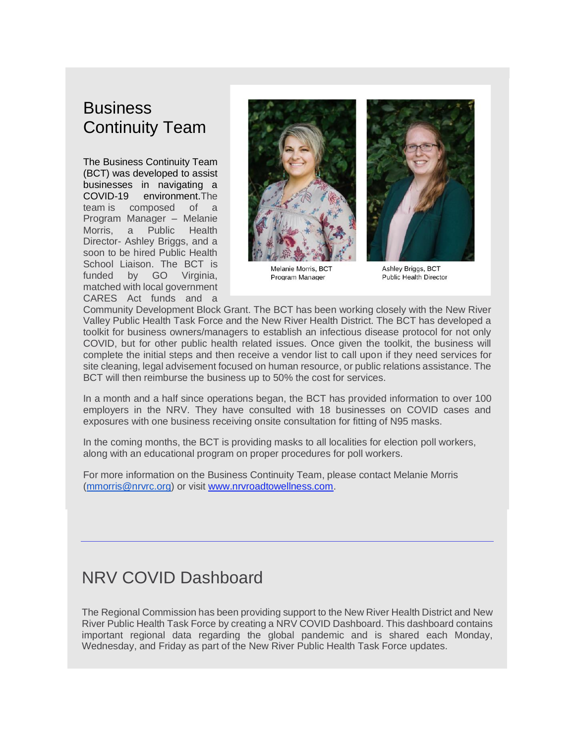## Business Continuity Team

The Business Continuity Team (BCT) was developed to assist businesses in navigating a COVID-19 environment.The team is composed of a Program Manager – Melanie Morris, a Public Health Director- Ashley Briggs, and a soon to be hired Public Health School Liaison. The BCT is funded by GO Virginia, matched with local government CARES Act funds and a Community Development Block Grant. The BCT has been working closely with the New River Valley Public Health Task Force and the New River Health District. The BCT has developed a toolkit for business owners/managers to establish an infectious disease protocol for not only COVID, but for other public health related issues. Once given the toolkit, the business will complete the initial steps and then receive a vendor list to call upon if they need services for site cleaning, legal advisement focused on human resource, or public relations assistance. The BCT will then reimburse the business up to 50% the cost for services.

Melanie Morris, BCT Program Manager

Ashley Briggs, BCT Public Health Director

In a month and a half since operations began, the BCT has provided information to over 100 employers in the NRV. They have consulted with 18 businesses on COVID cases and exposures with one business receiving onsite consultation for fitting of N95 masks.

In the coming months, the BCT is providing masks to all localities for election poll workers, along with an educational program on proper procedures for poll workers.

For more information on the Business Continuity Team, please contact Melanie Morris (mmorris@nrvrc.org) or visit www.nrvroadtowellness.com.

---

## NRV COVID Dashboard

The Regional Commission has been providing support to the New River Health District and New River Public Health Task Force by creating a NRV COVID Dashboard. This dashboard contains important regional data regarding the global pandemic and is shared each Monday, Wednesday, and Friday as part of the New River Public Health Task Force updates.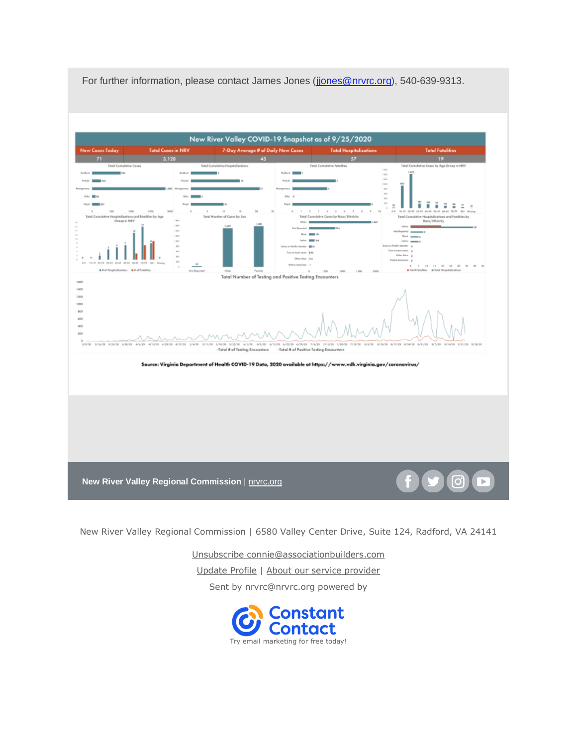For further information, please contact James Jones (jjones@nrvrc.org), 540-639-9313.

New River Valley COVID-19 Snapshot as of 9/25/2020

| New Cases Today | Total Cases in NRV | 7-Day Average # of Daily New Cases | Total Hospitalizations | Total Fatalities |
|---|---|---|---|---|
| 71 | 3,128 | 45 | 57 | 19 |

Total Cumulative Cases

Total Cumulative Hospitalizations

Total Cumulative Fatalities

Total Cumulative Cases by Age Group in NRV

Total Cumulative Hospitalizations and Fatalities by Age Group in NRV

Total Number of Cases by Sex

Total Cumulative Cases by Race/Ethnicity

Total Cumulative Hospitalizations and Fatalities by Race/Ethnicity

Total Number of Testing and Positive Testing Encounters

—Total # of Testing Encounters —Total # of Positive Testing Encounters

**Source: Virginia Department of Health COVID-19 Data, 2020 available at https://www.vdh.virginia.gov/coronavirus/**

---

**New River Valley Regional Commission** | nrvrc.org

New River Valley Regional Commission | 6580 Valley Center Drive, Suite 124, Radford, VA 24141

Unsubscribe connie@associationbuilders.com

Update Profile | About our service provider

Sent by nrvrc@nrvrc.org powered by

Constant Contact

Try email marketing for free today!